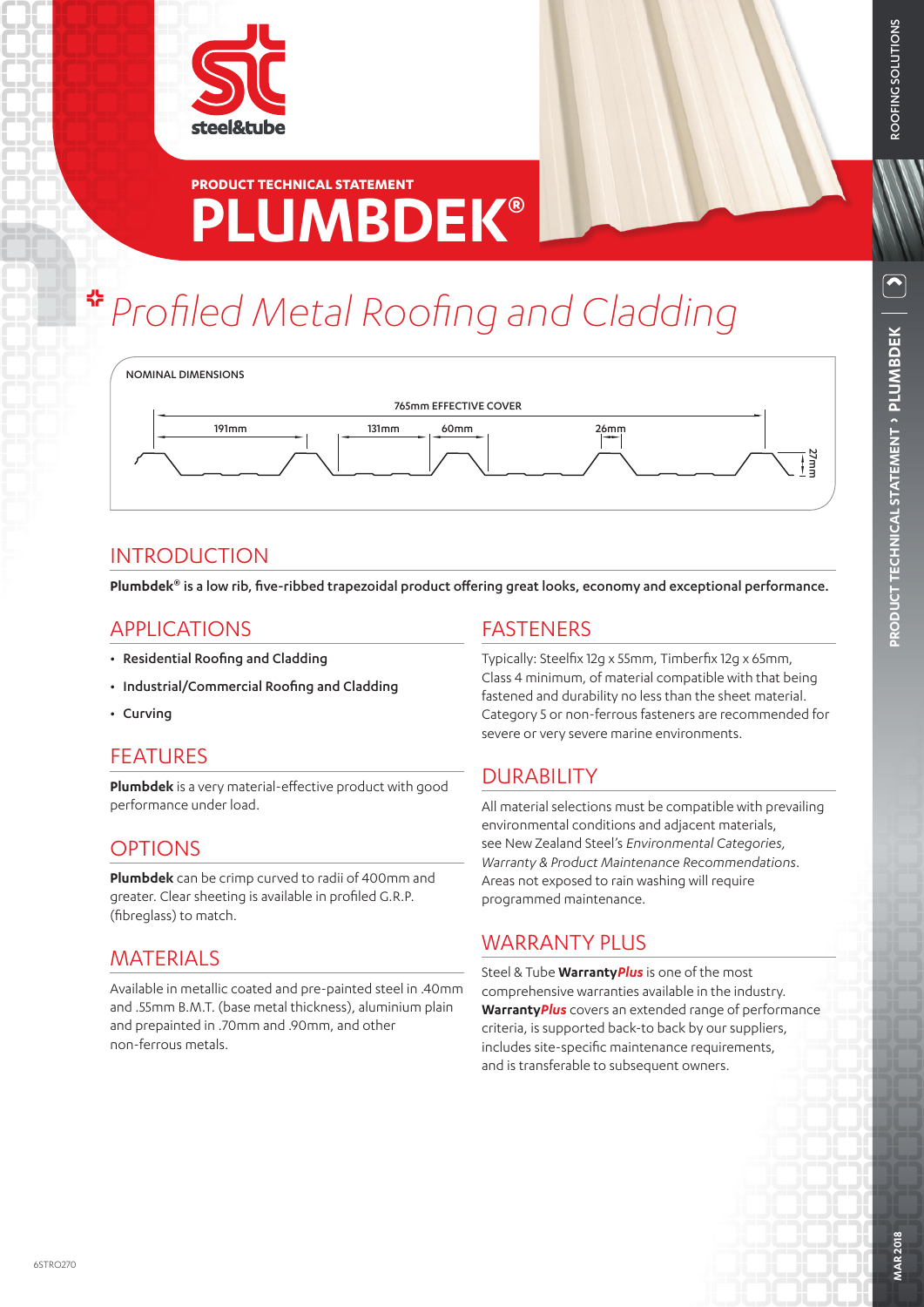steel&tube

PRODUCT TECHNICAL STATEMENT

# PLUMBDEK®

## Profiled Metal Roofing and Cladding

NOMINAL DIMENSIONS

765mm EFFECTIVE COVER

191mm | 131mm | 60mm | 26mm | 27mm

## INTRODUCTION

**Plumbdek® is a low rib, five-ribbed trapezoidal product offering great looks, economy and exceptional performance.**

## APPLICATIONS

- **Residential Roofing and Cladding**
- **Industrial/Commercial Roofing and Cladding**
- **Curving**

## FEATURES

**Plumbdek** is a very material-effective product with good performance under load.

## OPTIONS

**Plumbdek** can be crimp curved to radii of 400mm and greater. Clear sheeting is available in profiled G.R.P. (fibreglass) to match.

## MATERIALS

Available in metallic coated and pre-painted steel in .40mm and .55mm B.M.T. (base metal thickness), aluminium plain and prepainted in .70mm and .90mm, and other non-ferrous metals.

## FASTENERS

Typically: Steelfix 12g x 55mm, Timberfix 12g x 65mm, Class 4 minimum, of material compatible with that being fastened and durability no less than the sheet material. Category 5 or non-ferrous fasteners are recommended for severe or very severe marine environments.

## DURABILITY

All material selections must be compatible with prevailing environmental conditions and adjacent materials, see New Zealand Steel's *Environmental Categories, Warranty & Product Maintenance Recommendations*. Areas not exposed to rain washing will require programmed maintenance.

## WARRANTY PLUS

Steel & Tube **Warranty*Plus*** is one of the most comprehensive warranties available in the industry. **Warranty*Plus*** covers an extended range of performance criteria, is supported back-to back by our suppliers, includes site-specific maintenance requirements, and is transferable to subsequent owners.

6STRO270

MAR 2018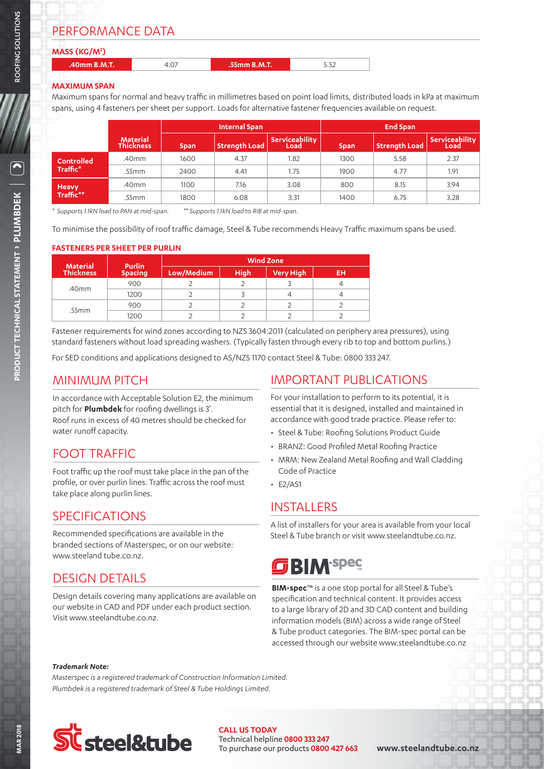# PERFORMANCE DATA

## MASS (KG/M²)

| .40mm B.M.T. | 4.07 | .55mm B.M.T. | 5.52 |
|---|---|---|---|

## MAXIMUM SPAN

Maximum spans for normal and heavy traffic in millimetres based on point load limits, distributed loads in kPa at maximum spans, using 4 fasteners per sheet per support. Loads for alternative fastener frequencies available on request.

| | Material Thickness | Internal Span | | | End Span | | |
|---|---|---|---|---|---|---|---|
| | | Span | Strength Load | Serviceability Load | Span | Strength Load | Serviceability Load |
| Controlled Traffic* | .40mm | 1600 | 4.37 | 1.82 | 1300 | 5.58 | 2.37 |
| | .55mm | 2400 | 4.41 | 1.75 | 1900 | 4.77 | 1.91 |
| Heavy Traffic** | .40mm | 1100 | 7.16 | 3.08 | 800 | 8.15 | 3.94 |
| | .55mm | 1800 | 6.08 | 3.31 | 1400 | 6.75 | 3.28 |

*\* Supports 1.1kN load to PAN at mid-span. \*\* Supports 1.1kN load to RIB at mid-span.*

To minimise the possibility of roof traffic damage, Steel & Tube recommends Heavy Traffic maximum spans be used.

## FASTENERS PER SHEET PER PURLIN

| Material Thickness | Purlin Spacing | Wind Zone | | | |
|---|---|---|---|---|---|
| | | Low/Medium | High | Very High | EH |
| .40mm | 900 | 2 | 2 | 3 | 4 |
| | 1200 | 2 | 3 | 4 | 4 |
| .55mm | 900 | 2 | 2 | 2 | 2 |
| | 1200 | 2 | 2 | 2 | 2 |

Fastener requirements for wind zones according to NZS 3604:2011 (calculated on periphery area pressures), using standard fasteners without load spreading washers. (Typically fasten through every rib to top and bottom purlins.)

For SED conditions and applications designed to AS/NZS 1170 contact Steel & Tube: 0800 333 247.

# MINIMUM PITCH

In accordance with Acceptable Solution E2, the minimum pitch for **Plumbdek** for roofing dwellings is 3°.
Roof runs in excess of 40 metres should be checked for water runoff capacity.

# FOOT TRAFFIC

Foot traffic up the roof must take place in the pan of the profile, or over purlin lines. Traffic across the roof must take place along purlin lines.

# SPECIFICATIONS

Recommended specifications are available in the branded sections of Masterspec, or on our website: www.steeland tube.co.nz.

# DESIGN DETAILS

Design details covering many applications are available on our website in CAD and PDF under each product section. Visit www.steelandtube.co.nz.

# IMPORTANT PUBLICATIONS

For your installation to perform to its potential, it is essential that it is designed, installed and maintained in accordance with good trade practice. Please refer to:

- Steel & Tube: Roofing Solutions Product Guide
- BRANZ: Good Profiled Metal Roofing Practice
- MRM: New Zealand Metal Roofing and Wall Cladding Code of Practice
- E2/AS1

# INSTALLERS

A list of installers for your area is available from your local Steel & Tube branch or visit www.steelandtube.co.nz.

BIM-spec™

**BIM-spec**™ is a one stop portal for all Steel & Tube's specification and technical content. It provides access to a large library of 2D and 3D CAD content and building information models (BIM) across a wide range of Steel & Tube product categories. The BIM-spec portal can be accessed through our website www.steelandtube.co.nz

***Trademark Note:***

*Masterspec is a registered trademark of Construction Information Limited.*
*Plumbdek is a registered trademark of Steel & Tube Holdings Limited.*

steel&tube

**CALL US TODAY**
Technical helpline **0800 333 247**
To purchase our products **0800 427 663**

**www.steelandtube.co.nz**